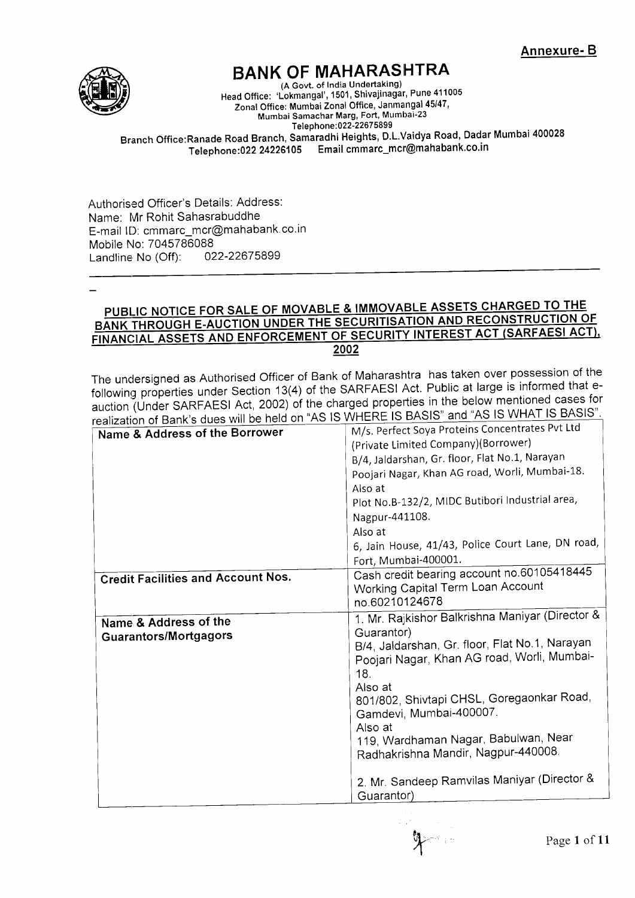**Annexure- B**

# BANK OF MAHARASHTRA

(A Govt. of India Undertaking)
Head Office: 'Lokmangal', 1501, Shivajinagar, Pune 411005
Zonal Office: Mumbai Zonal Office, Janmangal 45/47,
Mumbai Samachar Marg, Fort, Mumbai-23
Telephone:022-22675899
Branch Office:Ranade Road Branch, Samaradhi Heights, D.L.Vaidya Road, Dadar Mumbai 400028
Telephone:022 24226105 Email cmmarc_mcr@mahabank.co.in

Authorised Officer's Details: Address:
Name: Mr Rohit Sahasrabuddhe
E-mail ID: cmmarc_mcr@mahabank.co.in
Mobile No: 7045786088
Landline No (Off): 022-22675899

## PUBLIC NOTICE FOR SALE OF MOVABLE & IMMOVABLE ASSETS CHARGED TO THE BANK THROUGH E-AUCTION UNDER THE SECURITISATION AND RECONSTRUCTION OF FINANCIAL ASSETS AND ENFORCEMENT OF SECURITY INTEREST ACT (SARFAESI ACT), 2002

The undersigned as Authorised Officer of Bank of Maharashtra has taken over possession of the following properties under Section 13(4) of the SARFAESI Act. Public at large is informed that e-auction (Under SARFAESI Act, 2002) of the charged properties in the below mentioned cases for realization of Bank's dues will be held on "AS IS WHERE IS BASIS" and "AS IS WHAT IS BASIS".

| | |
|---|---|
| **Name & Address of the Borrower** | M/s. Perfect Soya Proteins Concentrates Pvt Ltd (Private Limited Company)(Borrower)<br>B/4, Jaldarshan, Gr. floor, Flat No.1, Narayan Poojari Nagar, Khan AG road, Worli, Mumbai-18.<br>Also at<br>Plot No.B-132/2, MIDC Butibori Industrial area, Nagpur-441108.<br>Also at<br>6, Jain House, 41/43, Police Court Lane, DN road, Fort, Mumbai-400001. |
| **Credit Facilities and Account Nos.** | Cash credit bearing account no.60105418445<br>Working Capital Term Loan Account no.60210124678 |
| **Name & Address of the Guarantors/Mortgagors** | 1. Mr. Rajkishor Balkrishna Maniyar (Director & Guarantor)<br>B/4, Jaldarshan, Gr. floor, Flat No.1, Narayan Poojari Nagar, Khan AG road, Worli, Mumbai-18.<br>Also at<br>801/802, Shivtapi CHSL, Goregaonkar Road, Gamdevi, Mumbai-400007.<br>Also at<br>119, Wardhaman Nagar, Babulwan, Near Radhakrishna Mandir, Nagpur-440008.<br><br>2. Mr. Sandeep Ramvilas Maniyar (Director & Guarantor) |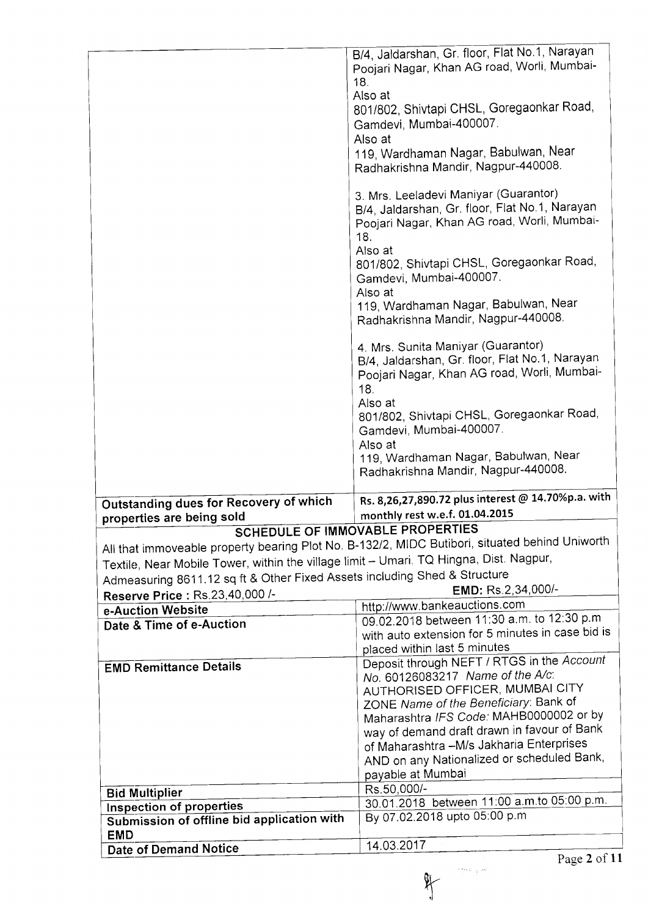| | |
|---|---|
| | B/4, Jaldarshan, Gr. floor, Flat No.1, Narayan Poojari Nagar, Khan AG road, Worli, Mumbai-18.<br>Also at<br>801/802, Shivtapi CHSL, Goregaonkar Road, Gamdevi, Mumbai-400007.<br>Also at<br>119, Wardhaman Nagar, Babulwan, Near Radhakrishna Mandir, Nagpur-440008.<br><br>3. Mrs. Leeladevi Maniyar (Guarantor)<br>B/4, Jaldarshan, Gr. floor, Flat No.1, Narayan Poojari Nagar, Khan AG road, Worli, Mumbai-18.<br>Also at<br>801/802, Shivtapi CHSL, Goregaonkar Road, Gamdevi, Mumbai-400007.<br>Also at<br>119, Wardhaman Nagar, Babulwan, Near Radhakrishna Mandir, Nagpur-440008.<br><br>4. Mrs. Sunita Maniyar (Guarantor)<br>B/4, Jaldarshan, Gr. floor, Flat No.1, Narayan Poojari Nagar, Khan AG road, Worli, Mumbai-18.<br>Also at<br>801/802, Shivtapi CHSL, Goregaonkar Road, Gamdevi, Mumbai-400007.<br>Also at<br>119, Wardhaman Nagar, Babulwan, Near Radhakrishna Mandir, Nagpur-440008. |
| **Outstanding dues for Recovery of which properties are being sold** | **Rs. 8,26,27,890.72 plus interest @ 14.70%p.a. with monthly rest w.e.f. 01.04.2015** |

**SCHEDULE OF IMMOVABLE PROPERTIES**

All that immoveable property bearing Plot No. B-132/2, MIDC Butibori, situated behind Uniworth Textile, Near Mobile Tower, within the village limit – Umari. TQ Hingna, Dist. Nagpur, Admeasuring 8611.12 sq ft & Other Fixed Assets including Shed & Structure

| | |
|---|---|
| **Reserve Price :** Rs.23,40,000 /- | **EMD:** Rs.2,34,000/- |
| **e-Auction Website** | http://www.bankeauctions.com |
| **Date & Time of e-Auction** | 09.02.2018 between 11:30 a.m. to 12:30 p.m with auto extension for 5 minutes in case bid is placed within last 5 minutes |
| **EMD Remittance Details** | Deposit through NEFT / RTGS in the *Account No.* 60126083217 *Name of the A/c*: AUTHORISED OFFICER, MUMBAI CITY ZONE *Name of the Beneficiary*: Bank of Maharashtra *IFS Code:* MAHB0000002 or by way of demand draft drawn in favour of Bank of Maharashtra –M/s Jakharia Enterprises AND on any Nationalized or scheduled Bank, payable at Mumbai |
| **Bid Multiplier** | Rs.50,000/- |
| **Inspection of properties** | 30.01.2018 between 11:00 a.m.to 05:00 p.m. |
| **Submission of offline bid application with EMD** | By 07.02.2018 upto 05:00 p.m |
| **Date of Demand Notice** | 14.03.2017 |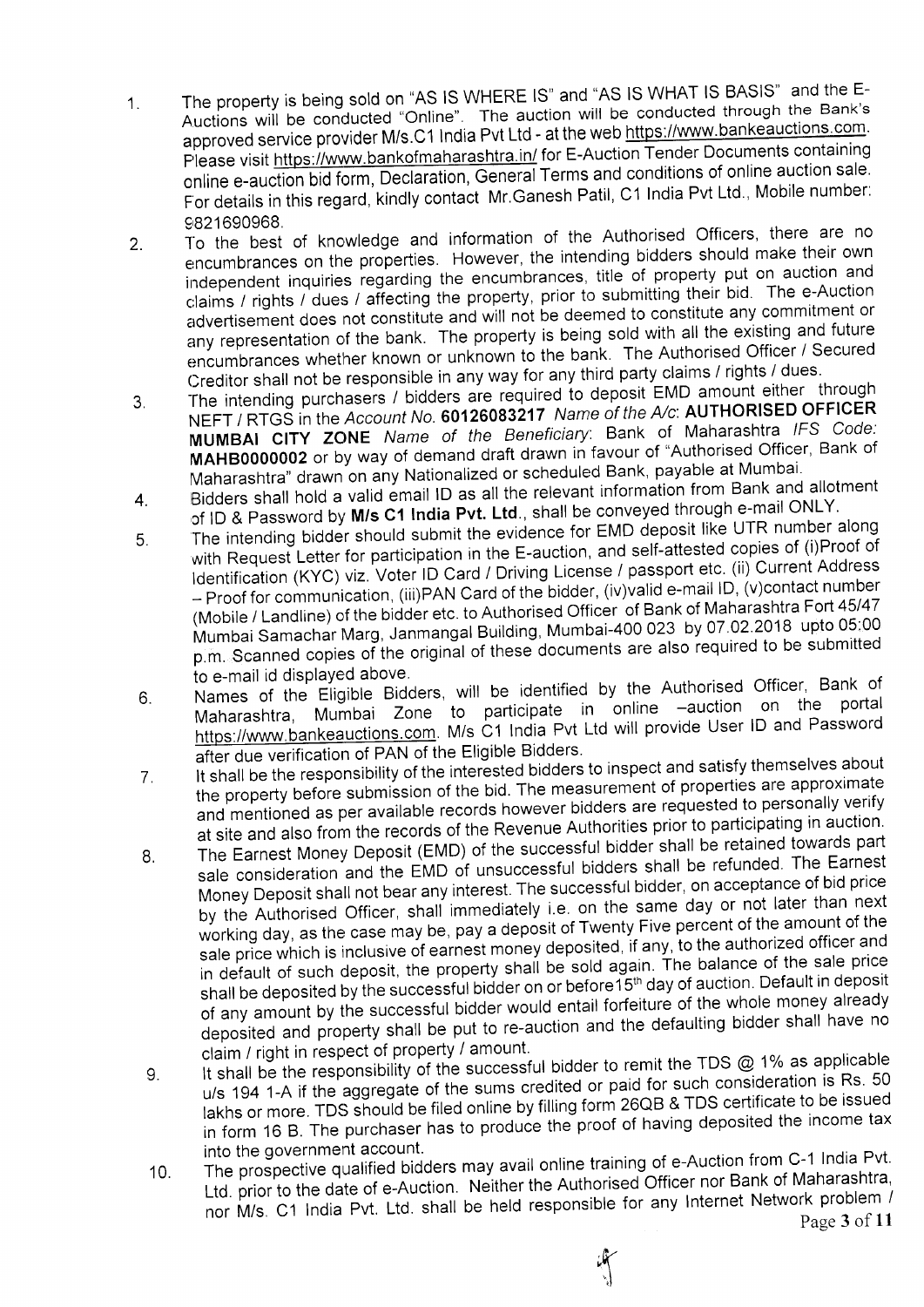1. The property is being sold on "AS IS WHERE IS" and "AS IS WHAT IS BASIS" and the E-Auctions will be conducted "Online". The auction will be conducted through the Bank's approved service provider M/s.C1 India Pvt Ltd - at the web https://www.bankeauctions.com. Please visit https://www.bankofmaharashtra.in/ for E-Auction Tender Documents containing online e-auction bid form, Declaration, General Terms and conditions of online auction sale. For details in this regard, kindly contact Mr.Ganesh Patil, C1 India Pvt Ltd., Mobile number: 9821690968.
2. To the best of knowledge and information of the Authorised Officers, there are no encumbrances on the properties. However, the intending bidders should make their own independent inquiries regarding the encumbrances, title of property put on auction and claims / rights / dues / affecting the property, prior to submitting their bid. The e-Auction advertisement does not constitute and will not be deemed to constitute any commitment or any representation of the bank. The property is being sold with all the existing and future encumbrances whether known or unknown to the bank. The Authorised Officer / Secured Creditor shall not be responsible in any way for any third party claims / rights / dues.
3. The intending purchasers / bidders are required to deposit EMD amount either through NEFT / RTGS in the *Account No.* **60126083217** *Name of the A/c*: **AUTHORISED OFFICER MUMBAI CITY ZONE** *Name of the Beneficiary*: Bank of Maharashtra *IFS Code:* **MAHB0000002** or by way of demand draft drawn in favour of "Authorised Officer, Bank of Maharashtra" drawn on any Nationalized or scheduled Bank, payable at Mumbai.
4. Bidders shall hold a valid email ID as all the relevant information from Bank and allotment of ID & Password by **M/s C1 India Pvt. Ltd.**, shall be conveyed through e-mail ONLY.
5. The intending bidder should submit the evidence for EMD deposit like UTR number along with Request Letter for participation in the E-auction, and self-attested copies of (i)Proof of Identification (KYC) viz. Voter ID Card / Driving License / passport etc. (ii) Current Address – Proof for communication, (iii)PAN Card of the bidder, (iv)valid e-mail ID, (v)contact number (Mobile / Landline) of the bidder etc. to Authorised Officer of Bank of Maharashtra Fort 45/47 Mumbai Samachar Marg, Janmangal Building, Mumbai-400 023 by 07.02.2018 upto 05:00 p.m. Scanned copies of the original of these documents are also required to be submitted to e-mail id displayed above.
6. Names of the Eligible Bidders, will be identified by the Authorised Officer, Bank of Maharashtra, Mumbai Zone to participate in online –auction on the portal https://www.bankeauctions.com. M/s C1 India Pvt Ltd will provide User ID and Password after due verification of PAN of the Eligible Bidders.
7. It shall be the responsibility of the interested bidders to inspect and satisfy themselves about the property before submission of the bid. The measurement of properties are approximate and mentioned as per available records however bidders are requested to personally verify at site and also from the records of the Revenue Authorities prior to participating in auction.
8. The Earnest Money Deposit (EMD) of the successful bidder shall be retained towards part sale consideration and the EMD of unsuccessful bidders shall be refunded. The Earnest Money Deposit shall not bear any interest. The successful bidder, on acceptance of bid price by the Authorised Officer, shall immediately i.e. on the same day or not later than next working day, as the case may be, pay a deposit of Twenty Five percent of the amount of the sale price which is inclusive of earnest money deposited, if any, to the authorized officer and in default of such deposit, the property shall be sold again. The balance of the sale price shall be deposited by the successful bidder on or before15th day of auction. Default in deposit of any amount by the successful bidder would entail forfeiture of the whole money already deposited and property shall be put to re-auction and the defaulting bidder shall have no claim / right in respect of property / amount.
9. It shall be the responsibility of the successful bidder to remit the TDS @ 1% as applicable u/s 194 1-A if the aggregate of the sums credited or paid for such consideration is Rs. 50 lakhs or more. TDS should be filed online by filling form 26QB & TDS certificate to be issued in form 16 B. The purchaser has to produce the proof of having deposited the income tax into the government account.
10. The prospective qualified bidders may avail online training of e-Auction from C-1 India Pvt. Ltd. prior to the date of e-Auction. Neither the Authorised Officer nor Bank of Maharashtra, nor M/s. C1 India Pvt. Ltd. shall be held responsible for any Internet Network problem /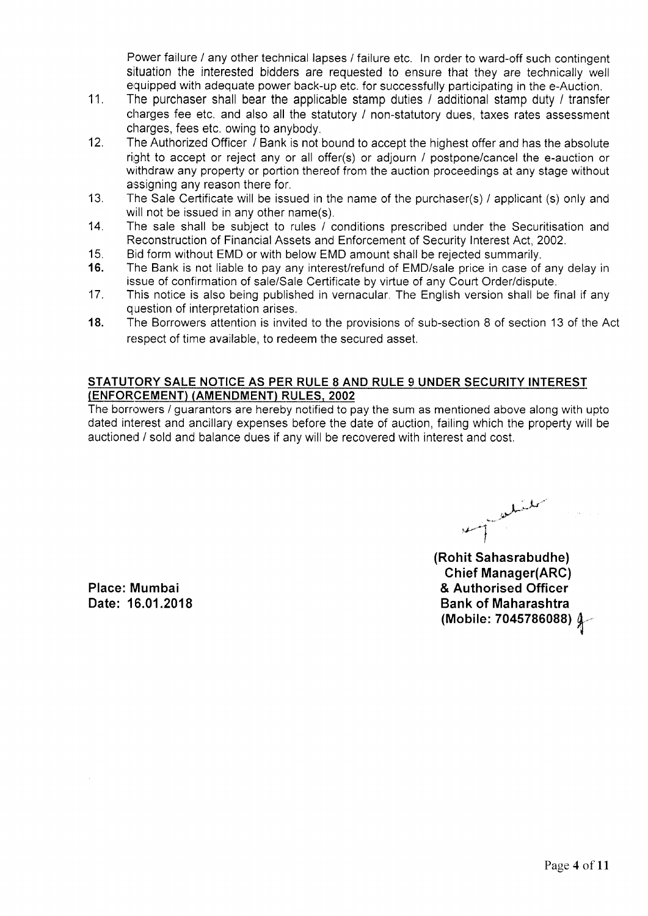Power failure / any other technical lapses / failure etc. In order to ward-off such contingent situation the interested bidders are requested to ensure that they are technically well equipped with adequate power back-up etc. for successfully participating in the e-Auction.

11. The purchaser shall bear the applicable stamp duties / additional stamp duty / transfer charges fee etc. and also all the statutory / non-statutory dues, taxes rates assessment charges, fees etc. owing to anybody.
12. The Authorized Officer / Bank is not bound to accept the highest offer and has the absolute right to accept or reject any or all offer(s) or adjourn / postpone/cancel the e-auction or withdraw any property or portion thereof from the auction proceedings at any stage without assigning any reason there for.
13. The Sale Certificate will be issued in the name of the purchaser(s) / applicant (s) only and will not be issued in any other name(s).
14. The sale shall be subject to rules / conditions prescribed under the Securitisation and Reconstruction of Financial Assets and Enforcement of Security Interest Act, 2002.
15. Bid form without EMD or with below EMD amount shall be rejected summarily.
16. The Bank is not liable to pay any interest/refund of EMD/sale price in case of any delay in issue of confirmation of sale/Sale Certificate by virtue of any Court Order/dispute.
17. This notice is also being published in vernacular. The English version shall be final if any question of interpretation arises.
18. The Borrowers attention is invited to the provisions of sub-section 8 of section 13 of the Act respect of time available, to redeem the secured asset.

**STATUTORY SALE NOTICE AS PER RULE 8 AND RULE 9 UNDER SECURITY INTEREST (ENFORCEMENT) (AMENDMENT) RULES, 2002**

The borrowers / guarantors are hereby notified to pay the sum as mentioned above along with upto dated interest and ancillary expenses before the date of auction, failing which the property will be auctioned / sold and balance dues if any will be recovered with interest and cost.

**Place: Mumbai**
**Date: 16.01.2018**

**(Rohit Sahasrabudhe)**
**Chief Manager(ARC)**
**& Authorised Officer**
**Bank of Maharashtra**
**(Mobile: 7045786088)**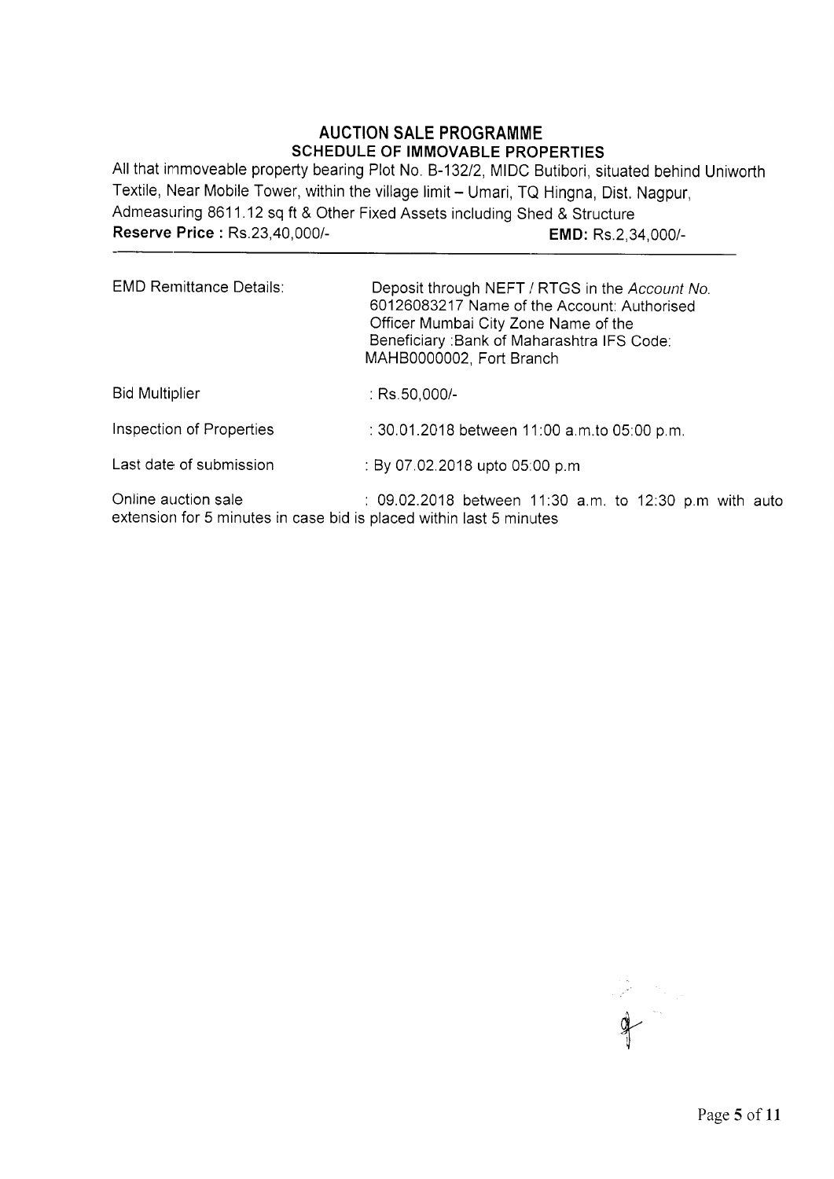## AUCTION SALE PROGRAMME

### SCHEDULE OF IMMOVABLE PROPERTIES

All that immoveable property bearing Plot No. B-132/2, MIDC Butibori, situated behind Uniworth Textile, Near Mobile Tower, within the village limit – Umari, TQ Hingna, Dist. Nagpur, Admeasuring 8611.12 sq ft & Other Fixed Assets including Shed & Structure

**Reserve Price :** Rs.23,40,000/- **EMD:** Rs.2,34,000/-

---

| | |
|---|---|
| EMD Remittance Details: | Deposit through NEFT / RTGS in the *Account No.* 60126083217 Name of the Account: Authorised Officer Mumbai City Zone Name of the Beneficiary :Bank of Maharashtra IFS Code: MAHB0000002, Fort Branch |
| Bid Multiplier | : Rs.50,000/- |
| Inspection of Properties | : 30.01.2018 between 11:00 a.m.to 05:00 p.m. |
| Last date of submission | : By 07.02.2018 upto 05:00 p.m |
| Online auction sale | : 09.02.2018 between 11:30 a.m. to 12:30 p.m with auto extension for 5 minutes in case bid is placed within last 5 minutes |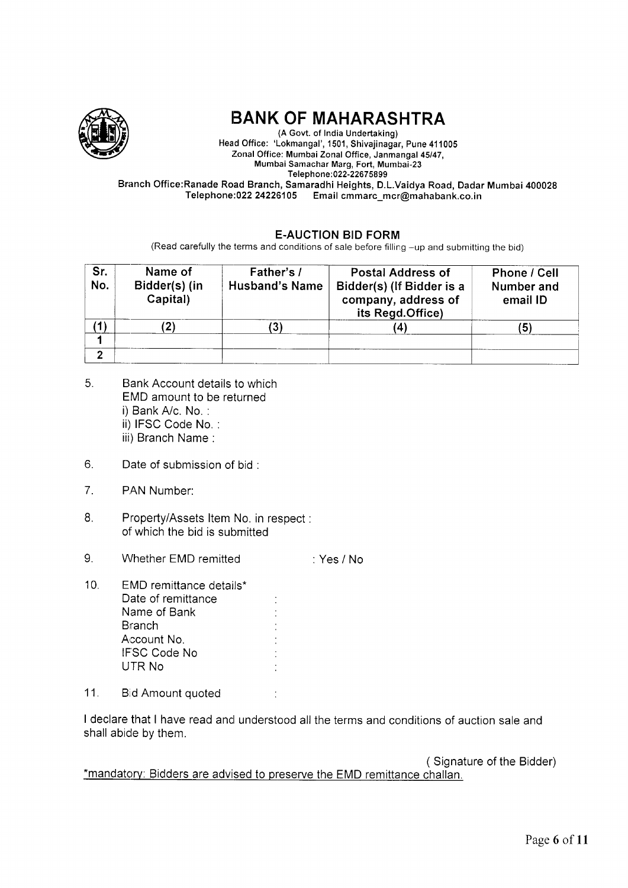# BANK OF MAHARASHTRA

(A Govt. of India Undertaking)
Head Office: 'Lokmangal', 1501, Shivajinagar, Pune 411005
Zonal Office: Mumbai Zonal Office, Janmangal 45/47,
Mumbai Samachar Marg, Fort, Mumbai-23
Telephone:022-22675899
Branch Office:Ranade Road Branch, Samaradhi Heights, D.L.Vaidya Road, Dadar Mumbai 400028
Telephone:022 24226105 Email cmmarc_mcr@mahabank.co.in

## E-AUCTION BID FORM

(Read carefully the terms and conditions of sale before filling –up and submitting the bid)

| Sr. No. | Name of Bidder(s) (in Capital) | Father's / Husband's Name | Postal Address of Bidder(s) (If Bidder is a company, address of its Regd.Office) | Phone / Cell Number and email ID |
|---|---|---|---|---|
| (1) | (2) | (3) | (4) | (5) |
| 1 | | | | |
| 2 | | | | |

5. Bank Account details to which EMD amount to be returned
   i) Bank A/c. No. :
   ii) IFSC Code No. :
   iii) Branch Name :

6. Date of submission of bid :

7. PAN Number:

8. Property/Assets Item No. in respect : of which the bid is submitted

9. Whether EMD remitted : Yes / No

10. EMD remittance details*
    Date of remittance :
    Name of Bank :
    Branch :
    Account No. :
    IFSC Code No :
    UTR No :

11. Bid Amount quoted :

I declare that I have read and understood all the terms and conditions of auction sale and shall abide by them.

( Signature of the Bidder)

*mandatory: Bidders are advised to preserve the EMD remittance challan.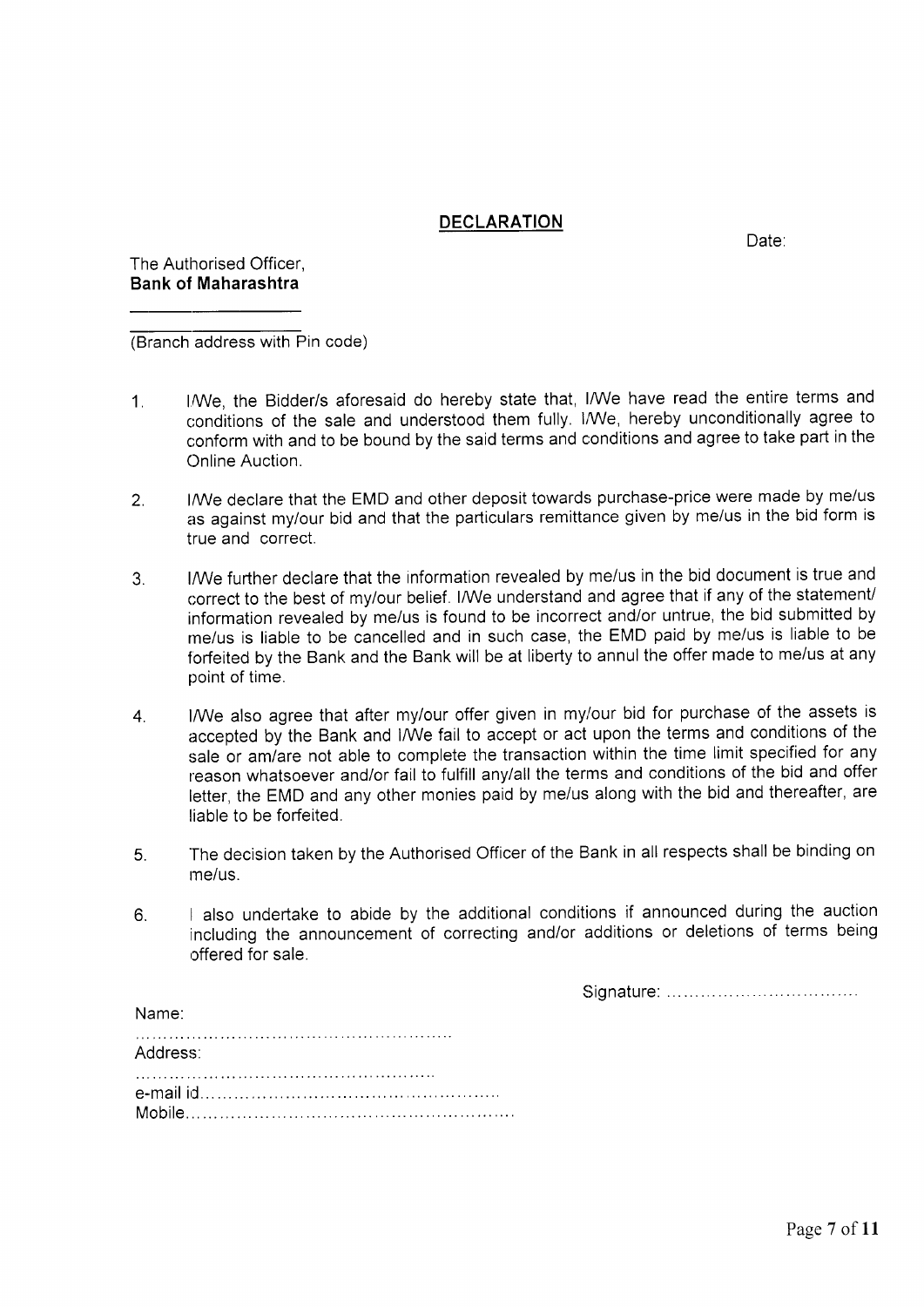# DECLARATION

Date:

The Authorised Officer,
**Bank of Maharashtra**

\_\_\_\_\_\_\_\_\_\_\_\_\_\_\_\_\_\_

\_\_\_\_\_\_\_\_\_\_\_\_\_\_\_\_\_\_
(Branch address with Pin code)

1. I/We, the Bidder/s aforesaid do hereby state that, I/We have read the entire terms and conditions of the sale and understood them fully. I/We, hereby unconditionally agree to conform with and to be bound by the said terms and conditions and agree to take part in the Online Auction.

2. I/We declare that the EMD and other deposit towards purchase-price were made by me/us as against my/our bid and that the particulars remittance given by me/us in the bid form is true and correct.

3. I/We further declare that the information revealed by me/us in the bid document is true and correct to the best of my/our belief. I/We understand and agree that if any of the statement/ information revealed by me/us is found to be incorrect and/or untrue, the bid submitted by me/us is liable to be cancelled and in such case, the EMD paid by me/us is liable to be forfeited by the Bank and the Bank will be at liberty to annul the offer made to me/us at any point of time.

4. I/We also agree that after my/our offer given in my/our bid for purchase of the assets is accepted by the Bank and I/We fail to accept or act upon the terms and conditions of the sale or am/are not able to complete the transaction within the time limit specified for any reason whatsoever and/or fail to fulfill any/all the terms and conditions of the bid and offer letter, the EMD and any other monies paid by me/us along with the bid and thereafter, are liable to be forfeited.

5. The decision taken by the Authorised Officer of the Bank in all respects shall be binding on me/us.

6. I also undertake to abide by the additional conditions if announced during the auction including the announcement of correcting and/or additions or deletions of terms being offered for sale.

Signature: ..................................

Name:
.........................................................
Address:
...................................................
e-mail id..................................................
Mobile........................................................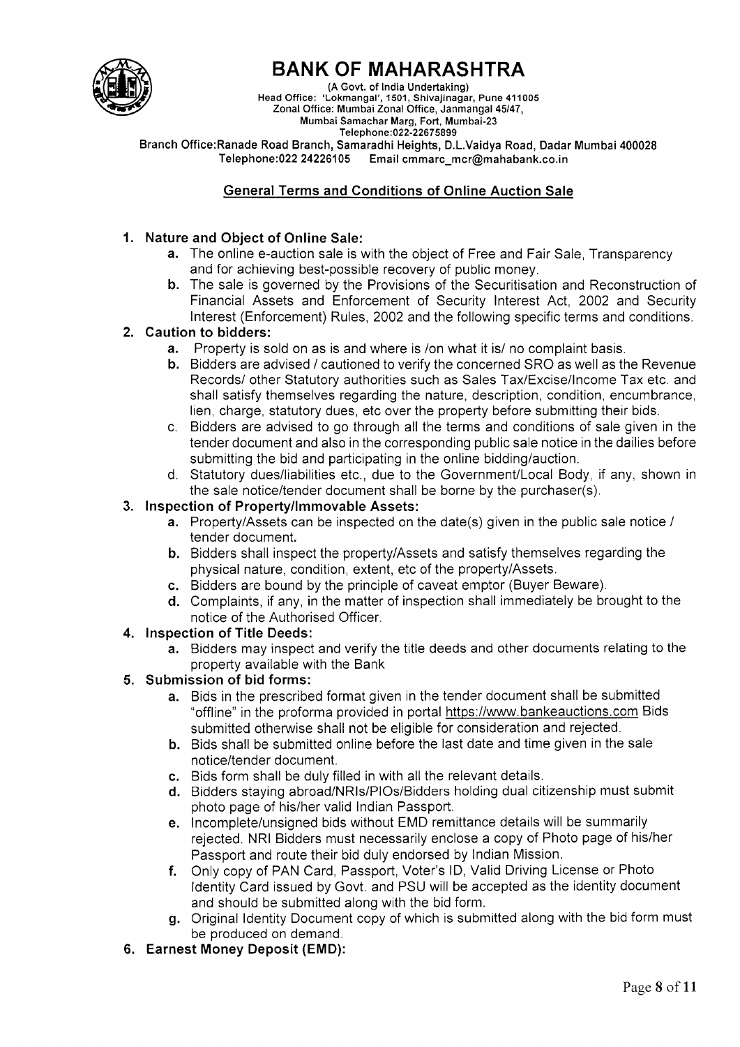// Start of Selection
# BANK OF MAHARASHTRA

(A Govt. of India Undertaking)
Head Office: 'Lokmangal', 1501, Shivajinagar, Pune 411005
Zonal Office: Mumbai Zonal Office, Janmangal 45/47,
Mumbai Samachar Marg, Fort, Mumbai-23
Telephone:022-22675899
Branch Office:Ranade Road Branch, Samaradhi Heights, D.L.Vaidya Road, Dadar Mumbai 400028
Telephone:022 24226105 Email cmmarc_mcr@mahabank.co.in

## General Terms and Conditions of Online Auction Sale

1. **Nature and Object of Online Sale:**
   - **a.** The online e-auction sale is with the object of Free and Fair Sale, Transparency and for achieving best-possible recovery of public money.
   - **b.** The sale is governed by the Provisions of the Securitisation and Reconstruction of Financial Assets and Enforcement of Security Interest Act, 2002 and Security Interest (Enforcement) Rules, 2002 and the following specific terms and conditions.
2. **Caution to bidders:**
   - **a.** Property is sold on as is and where is /on what it is/ no complaint basis.
   - **b.** Bidders are advised / cautioned to verify the concerned SRO as well as the Revenue Records/ other Statutory authorities such as Sales Tax/Excise/Income Tax etc. and shall satisfy themselves regarding the nature, description, condition, encumbrance, lien, charge, statutory dues, etc over the property before submitting their bids.
   - c. Bidders are advised to go through all the terms and conditions of sale given in the tender document and also in the corresponding public sale notice in the dailies before submitting the bid and participating in the online bidding/auction.
   - d. Statutory dues/liabilities etc., due to the Government/Local Body, if any, shown in the sale notice/tender document shall be borne by the purchaser(s).
3. **Inspection of Property/Immovable Assets:**
   - **a.** Property/Assets can be inspected on the date(s) given in the public sale notice / tender document.
   - **b.** Bidders shall inspect the property/Assets and satisfy themselves regarding the physical nature, condition, extent, etc of the property/Assets.
   - **c.** Bidders are bound by the principle of caveat emptor (Buyer Beware).
   - **d.** Complaints, if any, in the matter of inspection shall immediately be brought to the notice of the Authorised Officer.
4. **Inspection of Title Deeds:**
   - **a.** Bidders may inspect and verify the title deeds and other documents relating to the property available with the Bank
5. **Submission of bid forms:**
   - **a.** Bids in the prescribed format given in the tender document shall be submitted "offline" in the proforma provided in portal https://www.bankeauctions.com Bids submitted otherwise shall not be eligible for consideration and rejected.
   - **b.** Bids shall be submitted online before the last date and time given in the sale notice/tender document.
   - **c.** Bids form shall be duly filled in with all the relevant details.
   - **d.** Bidders staying abroad/NRIs/PIOs/Bidders holding dual citizenship must submit photo page of his/her valid Indian Passport.
   - **e.** Incomplete/unsigned bids without EMD remittance details will be summarily rejected. NRI Bidders must necessarily enclose a copy of Photo page of his/her Passport and route their bid duly endorsed by Indian Mission.
   - **f.** Only copy of PAN Card, Passport, Voter's ID, Valid Driving License or Photo Identity Card issued by Govt. and PSU will be accepted as the identity document and should be submitted along with the bid form.
   - **g.** Original Identity Document copy of which is submitted along with the bid form must be produced on demand.
6. **Earnest Money Deposit (EMD):**
// End of Selection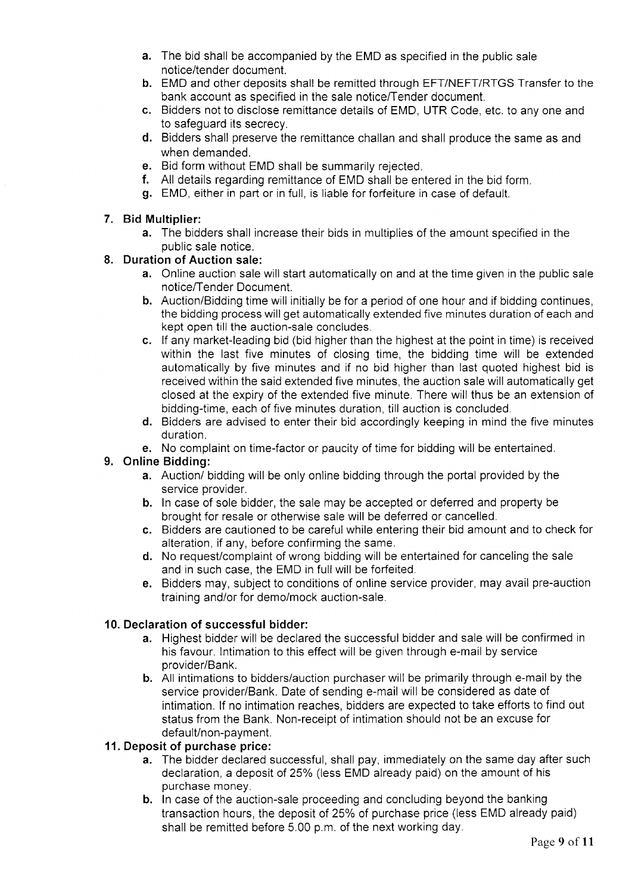a. The bid shall be accompanied by the EMD as specified in the public sale notice/tender document.
b. EMD and other deposits shall be remitted through EFT/NEFT/RTGS Transfer to the bank account as specified in the sale notice/Tender document.
c. Bidders not to disclose remittance details of EMD, UTR Code, etc. to any one and to safeguard its secrecy.
d. Bidders shall preserve the remittance challan and shall produce the same as and when demanded.
e. Bid form without EMD shall be summarily rejected.
f. All details regarding remittance of EMD shall be entered in the bid form.
g. EMD, either in part or in full, is liable for forfeiture in case of default.

**7. Bid Multiplier:**

a. The bidders shall increase their bids in multiplies of the amount specified in the public sale notice.

**8. Duration of Auction sale:**

a. Online auction sale will start automatically on and at the time given in the public sale notice/Tender Document.
b. Auction/Bidding time will initially be for a period of one hour and if bidding continues, the bidding process will get automatically extended five minutes duration of each and kept open till the auction-sale concludes.
c. If any market-leading bid (bid higher than the highest at the point in time) is received within the last five minutes of closing time, the bidding time will be extended automatically by five minutes and if no bid higher than last quoted highest bid is received within the said extended five minutes, the auction sale will automatically get closed at the expiry of the extended five minute. There will thus be an extension of bidding-time, each of five minutes duration, till auction is concluded.
d. Bidders are advised to enter their bid accordingly keeping in mind the five minutes duration.
e. No complaint on time-factor or paucity of time for bidding will be entertained.

**9. Online Bidding:**

a. Auction/ bidding will be only online bidding through the portal provided by the service provider.
b. In case of sole bidder, the sale may be accepted or deferred and property be brought for resale or otherwise sale will be deferred or cancelled.
c. Bidders are cautioned to be careful while entering their bid amount and to check for alteration, if any, before confirming the same.
d. No request/complaint of wrong bidding will be entertained for canceling the sale and in such case, the EMD in full will be forfeited.
e. Bidders may, subject to conditions of online service provider, may avail pre-auction training and/or for demo/mock auction-sale.

**10. Declaration of successful bidder:**

a. Highest bidder will be declared the successful bidder and sale will be confirmed in his favour. Intimation to this effect will be given through e-mail by service provider/Bank.
b. All intimations to bidders/auction purchaser will be primarily through e-mail by the service provider/Bank. Date of sending e-mail will be considered as date of intimation. If no intimation reaches, bidders are expected to take efforts to find out status from the Bank. Non-receipt of intimation should not be an excuse for default/non-payment.

**11. Deposit of purchase price:**

a. The bidder declared successful, shall pay, immediately on the same day after such declaration, a deposit of 25% (less EMD already paid) on the amount of his purchase money.
b. In case of the auction-sale proceeding and concluding beyond the banking transaction hours, the deposit of 25% of purchase price (less EMD already paid) shall be remitted before 5.00 p.m. of the next working day.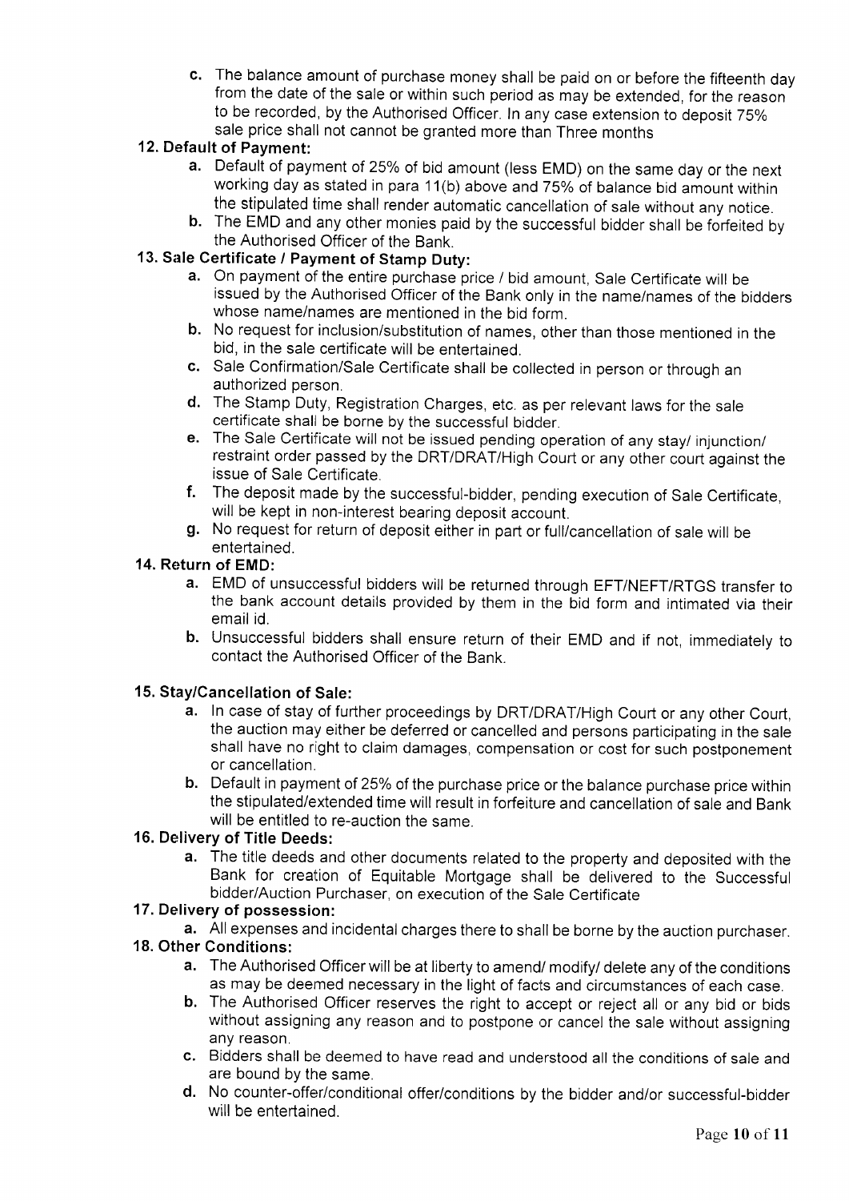c. The balance amount of purchase money shall be paid on or before the fifteenth day from the date of the sale or within such period as may be extended, for the reason to be recorded, by the Authorised Officer. In any case extension to deposit 75% sale price shall not cannot be granted more than Three months

**12. Default of Payment:**

a. Default of payment of 25% of bid amount (less EMD) on the same day or the next working day as stated in para 11(b) above and 75% of balance bid amount within the stipulated time shall render automatic cancellation of sale without any notice.

b. The EMD and any other monies paid by the successful bidder shall be forfeited by the Authorised Officer of the Bank.

**13. Sale Certificate / Payment of Stamp Duty:**

a. On payment of the entire purchase price / bid amount, Sale Certificate will be issued by the Authorised Officer of the Bank only in the name/names of the bidders whose name/names are mentioned in the bid form.

b. No request for inclusion/substitution of names, other than those mentioned in the bid, in the sale certificate will be entertained.

c. Sale Confirmation/Sale Certificate shall be collected in person or through an authorized person.

d. The Stamp Duty, Registration Charges, etc. as per relevant laws for the sale certificate shall be borne by the successful bidder.

e. The Sale Certificate will not be issued pending operation of any stay/ injunction/ restraint order passed by the DRT/DRAT/High Court or any other court against the issue of Sale Certificate.

f. The deposit made by the successful-bidder, pending execution of Sale Certificate, will be kept in non-interest bearing deposit account.

g. No request for return of deposit either in part or full/cancellation of sale will be entertained.

**14. Return of EMD:**

a. EMD of unsuccessful bidders will be returned through EFT/NEFT/RTGS transfer to the bank account details provided by them in the bid form and intimated via their email id.

b. Unsuccessful bidders shall ensure return of their EMD and if not, immediately to contact the Authorised Officer of the Bank.

**15. Stay/Cancellation of Sale:**

a. In case of stay of further proceedings by DRT/DRAT/High Court or any other Court, the auction may either be deferred or cancelled and persons participating in the sale shall have no right to claim damages, compensation or cost for such postponement or cancellation.

b. Default in payment of 25% of the purchase price or the balance purchase price within the stipulated/extended time will result in forfeiture and cancellation of sale and Bank will be entitled to re-auction the same.

**16. Delivery of Title Deeds:**

a. The title deeds and other documents related to the property and deposited with the Bank for creation of Equitable Mortgage shall be delivered to the Successful bidder/Auction Purchaser, on execution of the Sale Certificate

**17. Delivery of possession:**

a. All expenses and incidental charges there to shall be borne by the auction purchaser.

**18. Other Conditions:**

a. The Authorised Officer will be at liberty to amend/ modify/ delete any of the conditions as may be deemed necessary in the light of facts and circumstances of each case.

b. The Authorised Officer reserves the right to accept or reject all or any bid or bids without assigning any reason and to postpone or cancel the sale without assigning any reason.

c. Bidders shall be deemed to have read and understood all the conditions of sale and are bound by the same.

d. No counter-offer/conditional offer/conditions by the bidder and/or successful-bidder will be entertained.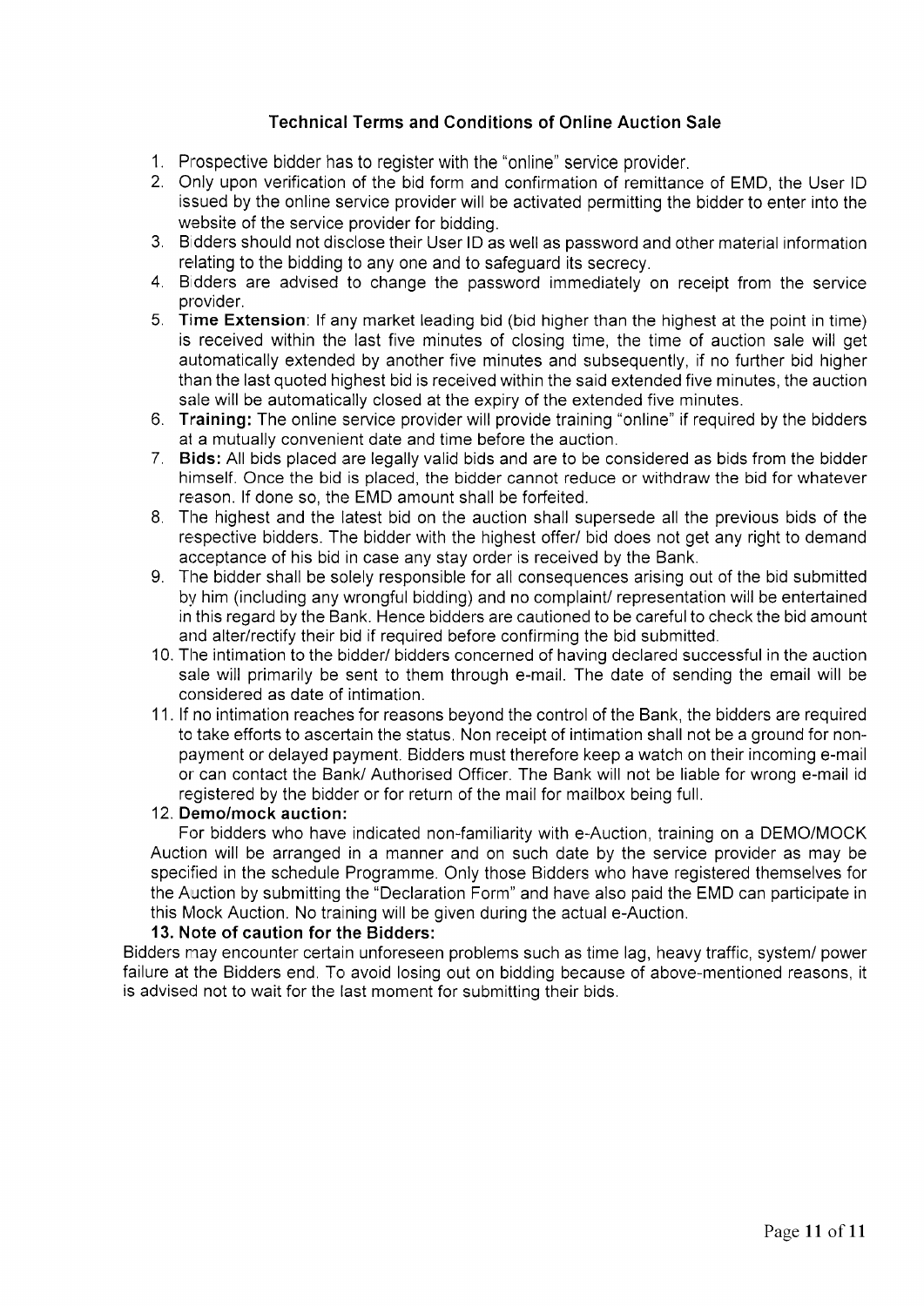## Technical Terms and Conditions of Online Auction Sale

1. Prospective bidder has to register with the "online" service provider.
2. Only upon verification of the bid form and confirmation of remittance of EMD, the User ID issued by the online service provider will be activated permitting the bidder to enter into the website of the service provider for bidding.
3. Bidders should not disclose their User ID as well as password and other material information relating to the bidding to any one and to safeguard its secrecy.
4. Bidders are advised to change the password immediately on receipt from the service provider.
5. **Time Extension**: If any market leading bid (bid higher than the highest at the point in time) is received within the last five minutes of closing time, the time of auction sale will get automatically extended by another five minutes and subsequently, if no further bid higher than the last quoted highest bid is received within the said extended five minutes, the auction sale will be automatically closed at the expiry of the extended five minutes.
6. **Training:** The online service provider will provide training "online" if required by the bidders at a mutually convenient date and time before the auction.
7. **Bids:** All bids placed are legally valid bids and are to be considered as bids from the bidder himself. Once the bid is placed, the bidder cannot reduce or withdraw the bid for whatever reason. If done so, the EMD amount shall be forfeited.
8. The highest and the latest bid on the auction shall supersede all the previous bids of the respective bidders. The bidder with the highest offer/ bid does not get any right to demand acceptance of his bid in case any stay order is received by the Bank.
9. The bidder shall be solely responsible for all consequences arising out of the bid submitted by him (including any wrongful bidding) and no complaint/ representation will be entertained in this regard by the Bank. Hence bidders are cautioned to be careful to check the bid amount and alter/rectify their bid if required before confirming the bid submitted.
10. The intimation to the bidder/ bidders concerned of having declared successful in the auction sale will primarily be sent to them through e-mail. The date of sending the email will be considered as date of intimation.
11. If no intimation reaches for reasons beyond the control of the Bank, the bidders are required to take efforts to ascertain the status. Non receipt of intimation shall not be a ground for non-payment or delayed payment. Bidders must therefore keep a watch on their incoming e-mail or can contact the Bank/ Authorised Officer. The Bank will not be liable for wrong e-mail id registered by the bidder or for return of the mail for mailbox being full.
12. **Demo/mock auction:**

    For bidders who have indicated non-familiarity with e-Auction, training on a DEMO/MOCK Auction will be arranged in a manner and on such date by the service provider as may be specified in the schedule Programme. Only those Bidders who have registered themselves for the Auction by submitting the "Declaration Form" and have also paid the EMD can participate in this Mock Auction. No training will be given during the actual e-Auction.
13. **Note of caution for the Bidders:**

Bidders may encounter certain unforeseen problems such as time lag, heavy traffic, system/ power failure at the Bidders end. To avoid losing out on bidding because of above-mentioned reasons, it is advised not to wait for the last moment for submitting their bids.